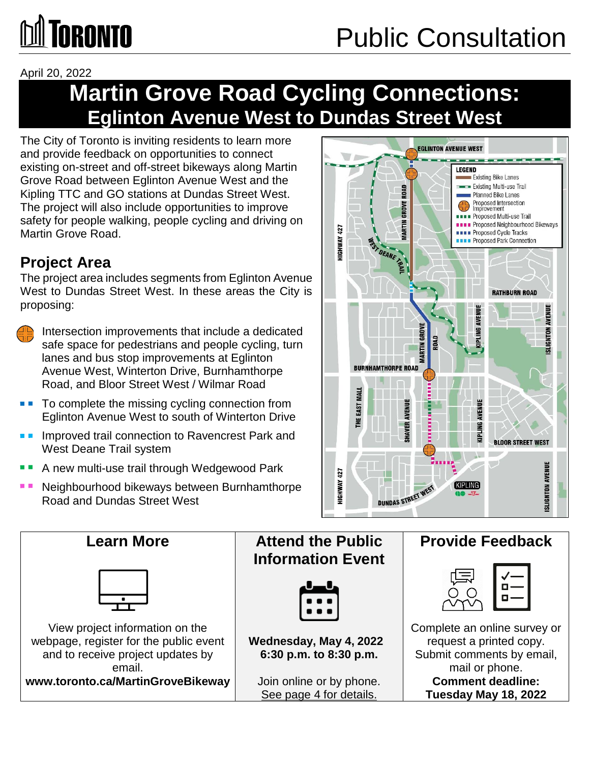# Toronto — Public Consultation

April 20, 2022

# Martin Grove Road Cycling Connections:
## Eglinton Avenue West to Dundas Street West

The City of Toronto is inviting residents to learn more and provide feedback on opportunities to connect existing on-street and off-street bikeways along Martin Grove Road between Eglinton Avenue West and the Kipling TTC and GO stations at Dundas Street West. The project will also include opportunities to improve safety for people walking, people cycling and driving on Martin Grove Road.

## Project Area

The project area includes segments from Eglinton Avenue West to Dundas Street West. In these areas the City is proposing:

- Intersection improvements that include a dedicated safe space for pedestrians and people cycling, turn lanes and bus stop improvements at Eglinton Avenue West, Winterton Drive, Burnhamthorpe Road, and Bloor Street West / Wilmar Road
- To complete the missing cycling connection from Eglinton Avenue West to south of Winterton Drive
- Improved trail connection to Ravencrest Park and West Deane Trail system
- A new multi-use trail through Wedgewood Park
- Neighbourhood bikeways between Burnhamthorpe Road and Dundas Street West

**LEGEND**
- Existing Bike Lanes
- Existing Multi-use Trail
- Planned Bike Lanes
- Proposed Intersection Improvement
- Proposed Multi-use Trail
- Proposed Neighbourhood Bikeways
- Proposed Cycle Tracks
- Proposed Park Connection

## Learn More

View project information on the webpage, register for the public event and to receive project updates by email.

**www.toronto.ca/MartinGroveBikeway**

## Attend the Public Information Event

**Wednesday, May 4, 2022**
**6:30 p.m. to 8:30 p.m.**

Join online or by phone.
See page 4 for details.

## Provide Feedback

Complete an online survey or request a printed copy. Submit comments by email, mail or phone.

**Comment deadline:**
**Tuesday May 18, 2022**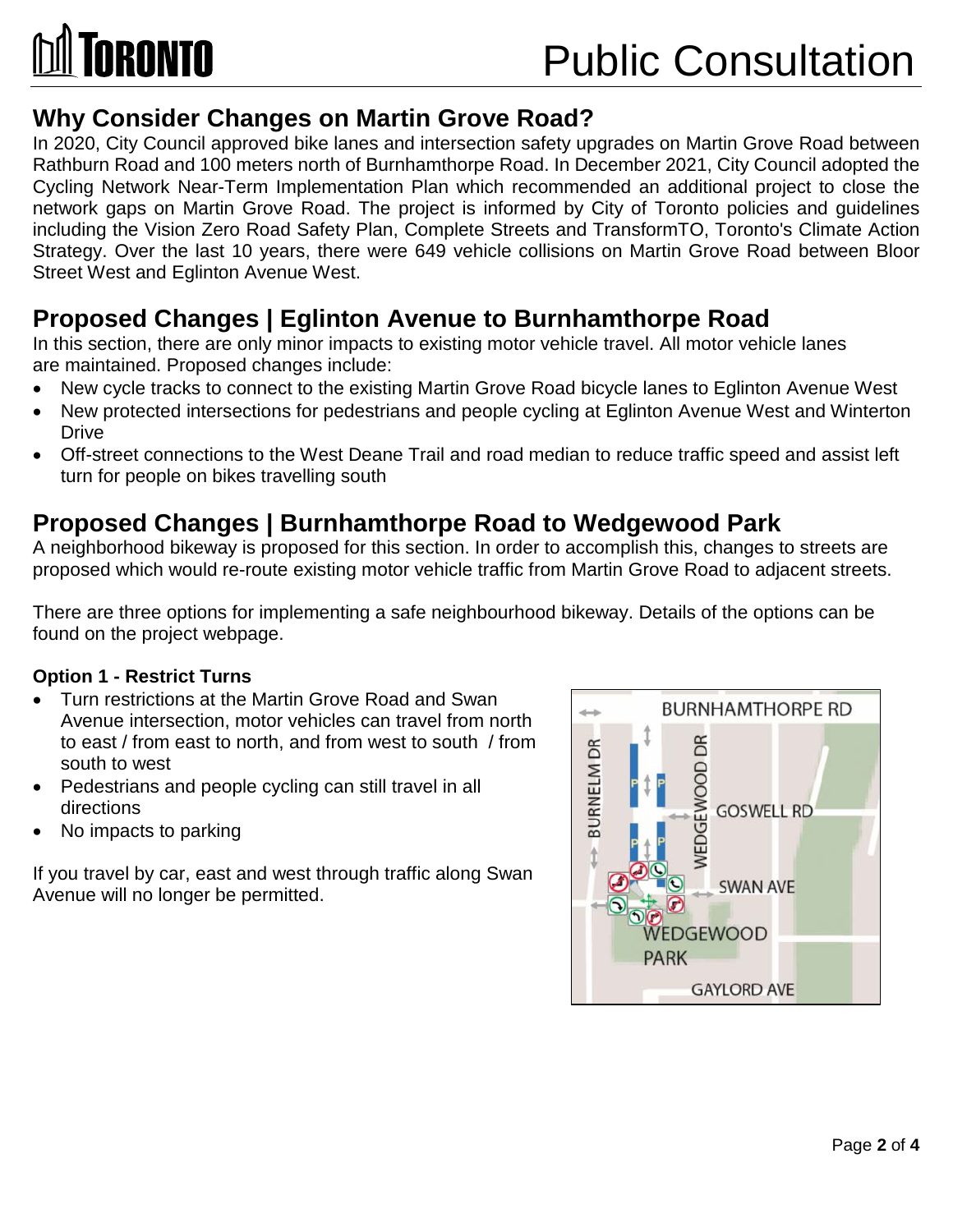# Public Consultation

## Why Consider Changes on Martin Grove Road?

In 2020, City Council approved bike lanes and intersection safety upgrades on Martin Grove Road between Rathburn Road and 100 meters north of Burnhamthorpe Road. In December 2021, City Council adopted the Cycling Network Near-Term Implementation Plan which recommended an additional project to close the network gaps on Martin Grove Road. The project is informed by City of Toronto policies and guidelines including the Vision Zero Road Safety Plan, Complete Streets and TransformTO, Toronto's Climate Action Strategy. Over the last 10 years, there were 649 vehicle collisions on Martin Grove Road between Bloor Street West and Eglinton Avenue West.

## Proposed Changes | Eglinton Avenue to Burnhamthorpe Road

In this section, there are only minor impacts to existing motor vehicle travel. All motor vehicle lanes are maintained. Proposed changes include:

- New cycle tracks to connect to the existing Martin Grove Road bicycle lanes to Eglinton Avenue West
- New protected intersections for pedestrians and people cycling at Eglinton Avenue West and Winterton Drive
- Off-street connections to the West Deane Trail and road median to reduce traffic speed and assist left turn for people on bikes travelling south

## Proposed Changes | Burnhamthorpe Road to Wedgewood Park

A neighborhood bikeway is proposed for this section. In order to accomplish this, changes to streets are proposed which would re-route existing motor vehicle traffic from Martin Grove Road to adjacent streets.

There are three options for implementing a safe neighbourhood bikeway. Details of the options can be found on the project webpage.

**Option 1 - Restrict Turns**

- Turn restrictions at the Martin Grove Road and Swan Avenue intersection, motor vehicles can travel from north to east / from east to north, and from west to south / from south to west
- Pedestrians and people cycling can still travel in all directions
- No impacts to parking

If you travel by car, east and west through traffic along Swan Avenue will no longer be permitted.

BURNHAMTHORPE RD
BURNELM DR
WEDGEWOOD DR
GOSWELL RD
SWAN AVE
WEDGEWOOD PARK
GAYLORD AVE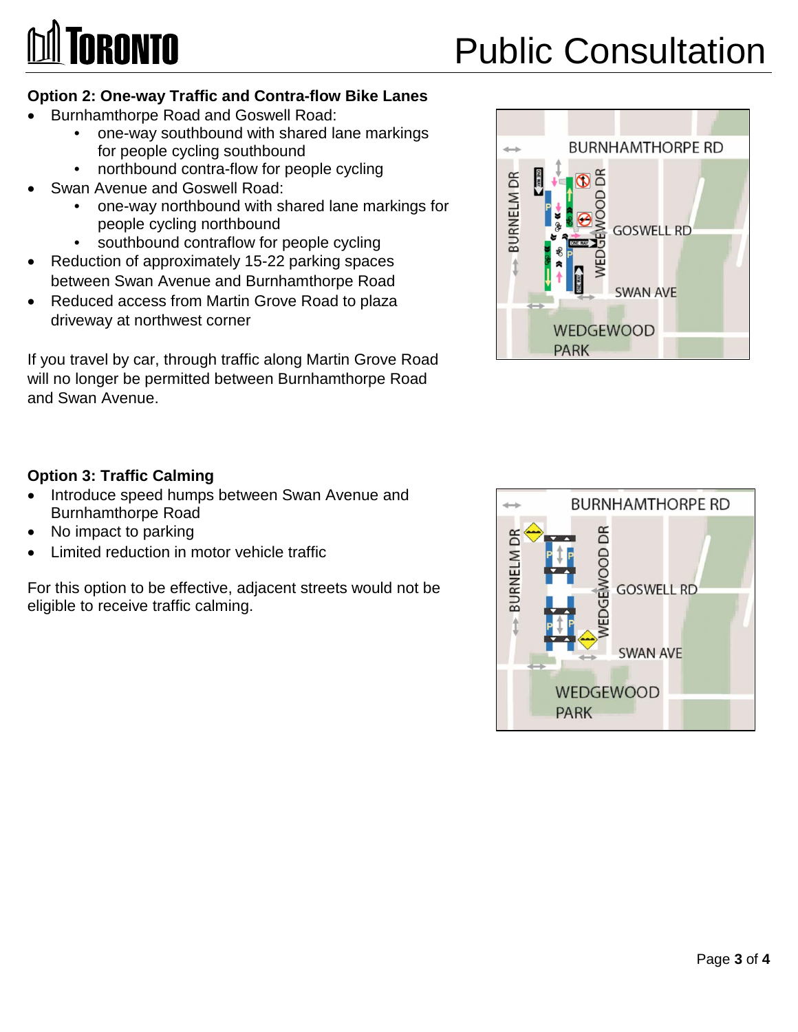## Option 2: One-way Traffic and Contra-flow Bike Lanes

- Burnhamthorpe Road and Goswell Road:
  - one-way southbound with shared lane markings for people cycling southbound
  - northbound contra-flow for people cycling
- Swan Avenue and Goswell Road:
  - one-way northbound with shared lane markings for people cycling northbound
  - southbound contraflow for people cycling
- Reduction of approximately 15-22 parking spaces between Swan Avenue and Burnhamthorpe Road
- Reduced access from Martin Grove Road to plaza driveway at northwest corner

If you travel by car, through traffic along Martin Grove Road will no longer be permitted between Burnhamthorpe Road and Swan Avenue.

## Option 3: Traffic Calming

- Introduce speed humps between Swan Avenue and Burnhamthorpe Road
- No impact to parking
- Limited reduction in motor vehicle traffic

For this option to be effective, adjacent streets would not be eligible to receive traffic calming.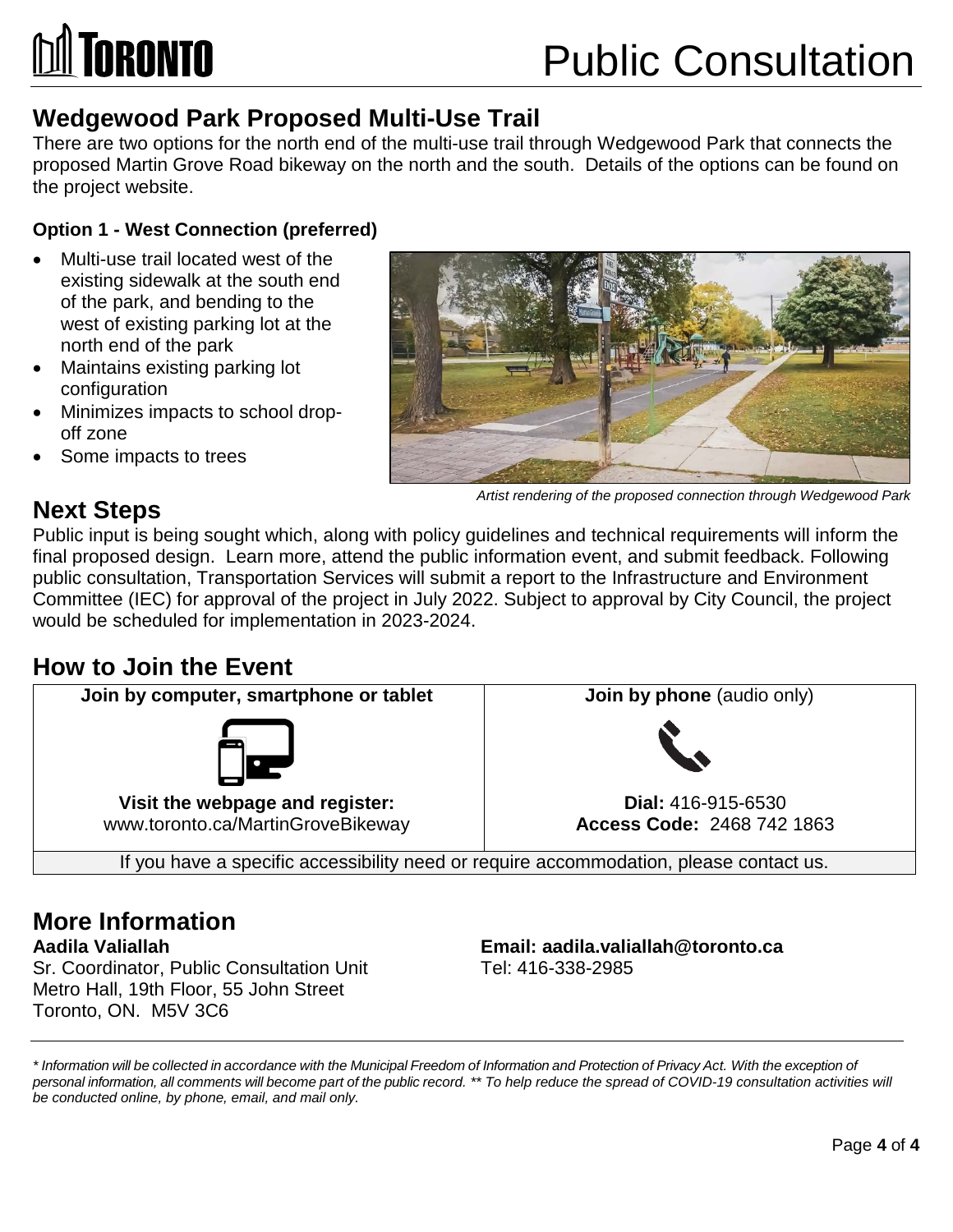# Public Consultation

## Wedgewood Park Proposed Multi-Use Trail

There are two options for the north end of the multi-use trail through Wedgewood Park that connects the proposed Martin Grove Road bikeway on the north and the south. Details of the options can be found on the project website.

**Option 1 - West Connection (preferred)**

- Multi-use trail located west of the existing sidewalk at the south end of the park, and bending to the west of existing parking lot at the north end of the park
- Maintains existing parking lot configuration
- Minimizes impacts to school drop-off zone
- Some impacts to trees

*Artist rendering of the proposed connection through Wedgewood Park*

## Next Steps

Public input is being sought which, along with policy guidelines and technical requirements will inform the final proposed design. Learn more, attend the public information event, and submit feedback. Following public consultation, Transportation Services will submit a report to the Infrastructure and Environment Committee (IEC) for approval of the project in July 2022. Subject to approval by City Council, the project would be scheduled for implementation in 2023-2024.

## How to Join the Event

| Join by computer, smartphone or tablet | **Join by phone** (audio only) |
| --- | --- |
| **Visit the webpage and register:** www.toronto.ca/MartinGroveBikeway | **Dial:** 416-915-6530 **Access Code:** 2468 742 1863 |
| If you have a specific accessibility need or require accommodation, please contact us. | |

## More Information

**Aadila Valiallah**
Sr. Coordinator, Public Consultation Unit
Metro Hall, 19th Floor, 55 John Street
Toronto, ON. M5V 3C6

**Email: aadila.valiallah@toronto.ca**
Tel: 416-338-2985

*\* Information will be collected in accordance with the Municipal Freedom of Information and Protection of Privacy Act. With the exception of personal information, all comments will become part of the public record. \*\* To help reduce the spread of COVID-19 consultation activities will be conducted online, by phone, email, and mail only.*